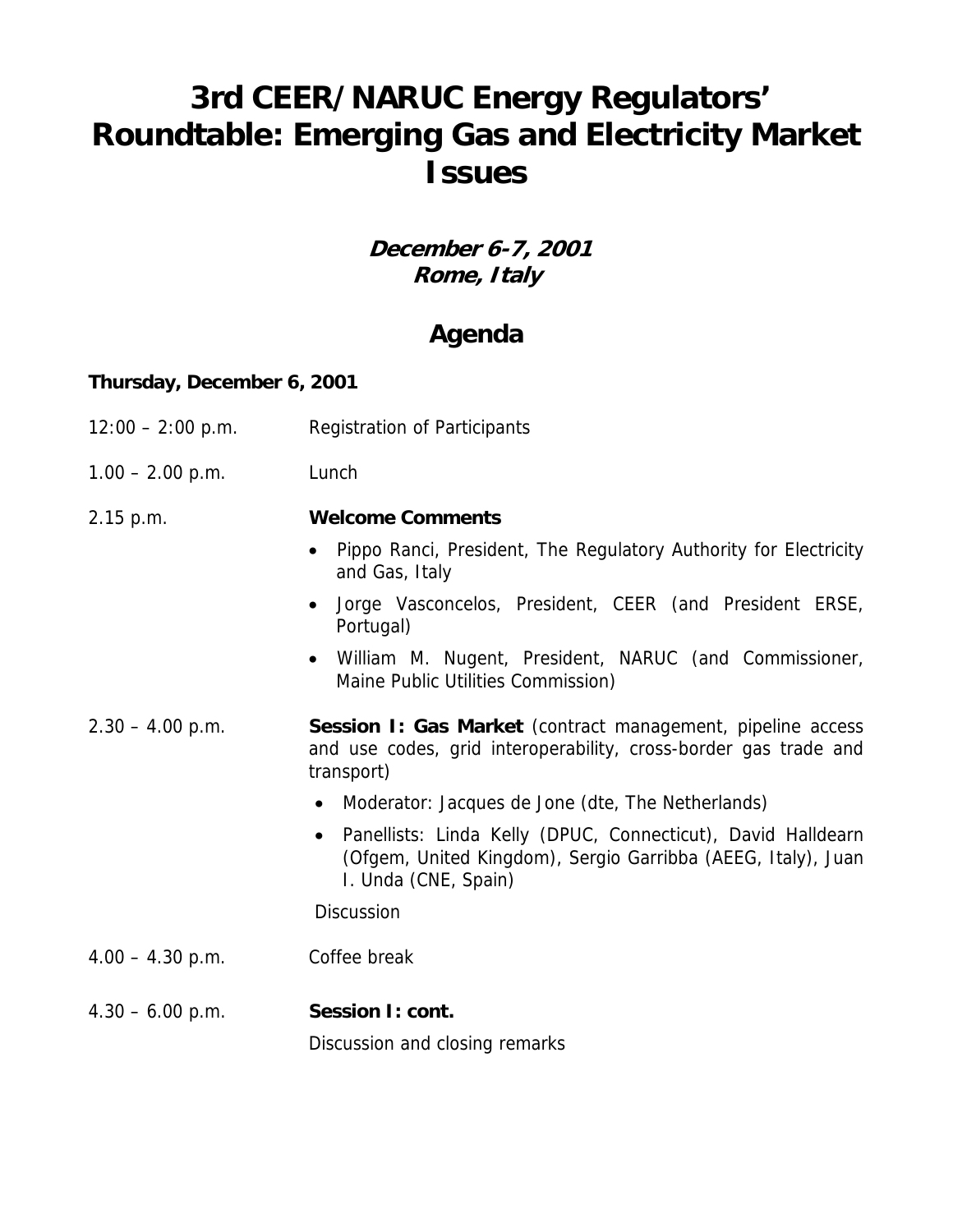# 3rd CEER/NARUC Energy Regulators' Roundtable: Emerging Gas and Electricity Market Issues

***December 6-7, 2001***
***Rome, Italy***

## Agenda

**Thursday, December 6, 2001**

12:00 – 2:00 p.m. Registration of Participants

1.00 – 2.00 p.m. Lunch

2.15 p.m. **Welcome Comments**

- Pippo Ranci, President, The Regulatory Authority for Electricity and Gas, Italy
- Jorge Vasconcelos, President, CEER (and President ERSE, Portugal)
- William M. Nugent, President, NARUC (and Commissioner, Maine Public Utilities Commission)

2.30 – 4.00 p.m. **Session I: Gas Market** (contract management, pipeline access and use codes, grid interoperability, cross-border gas trade and transport)

- Moderator: Jacques de Jone (dte, The Netherlands)
- Panellists: Linda Kelly (DPUC, Connecticut), David Halldearn (Ofgem, United Kingdom), Sergio Garribba (AEEG, Italy), Juan I. Unda (CNE, Spain)

Discussion

4.00 – 4.30 p.m. Coffee break

4.30 – 6.00 p.m. **Session I: cont.**

Discussion and closing remarks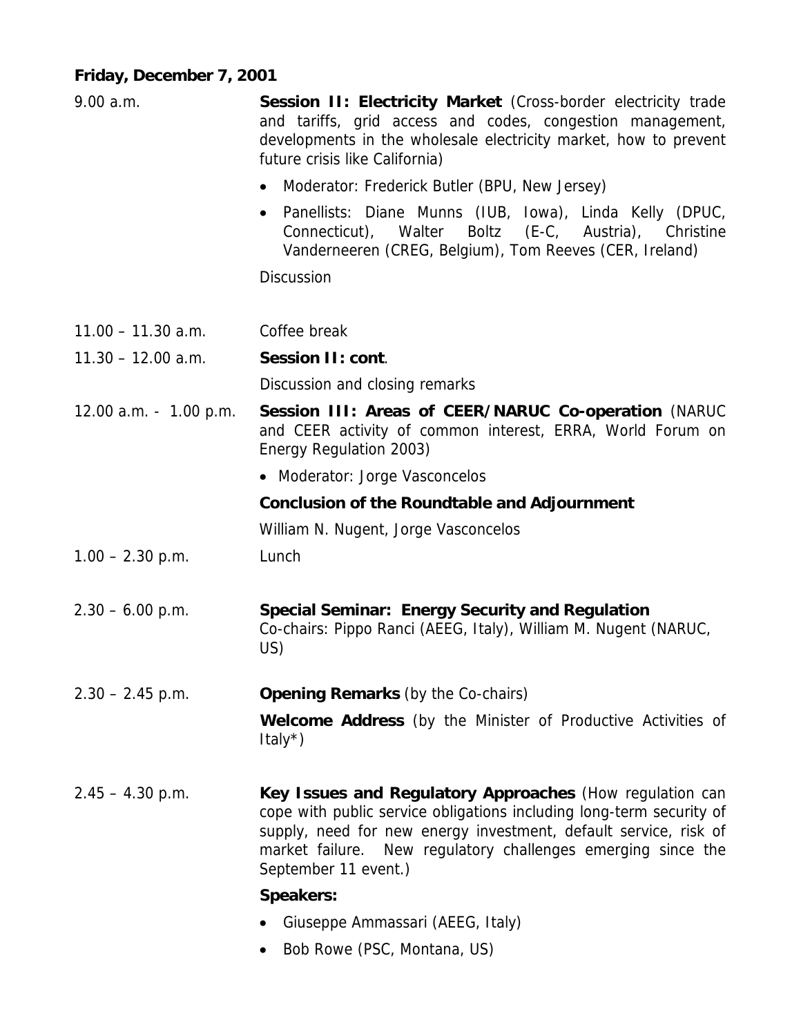**Friday, December 7, 2001**

| | |
|---|---|
| 9.00 a.m. | **Session II: Electricity Market** (Cross-border electricity trade and tariffs, grid access and codes, congestion management, developments in the wholesale electricity market, how to prevent future crisis like California)<br>• Moderator: Frederick Butler (BPU, New Jersey)<br>• Panellists: Diane Munns (IUB, Iowa), Linda Kelly (DPUC, Connecticut), Walter Boltz (E-C, Austria), Christine Vanderneeren (CREG, Belgium), Tom Reeves (CER, Ireland)<br>Discussion |
| 11.00 – 11.30 a.m. | Coffee break |
| 11.30 – 12.00 a.m. | **Session II: cont**.<br>Discussion and closing remarks |
| 12.00 a.m. - 1.00 p.m. | **Session III: Areas of CEER/NARUC Co-operation** (NARUC and CEER activity of common interest, ERRA, World Forum on Energy Regulation 2003)<br>• Moderator: Jorge Vasconcelos<br>**Conclusion of the Roundtable and Adjournment**<br>William N. Nugent, Jorge Vasconcelos |
| 1.00 – 2.30 p.m. | Lunch |
| 2.30 – 6.00 p.m. | **Special Seminar: Energy Security and Regulation**<br>Co-chairs: Pippo Ranci (AEEG, Italy), William M. Nugent (NARUC, US) |
| 2.30 – 2.45 p.m. | **Opening Remarks** (by the Co-chairs)<br>**Welcome Address** (by the Minister of Productive Activities of Italy*) |
| 2.45 – 4.30 p.m. | **Key Issues and Regulatory Approaches** (How regulation can cope with public service obligations including long-term security of supply, need for new energy investment, default service, risk of market failure. New regulatory challenges emerging since the September 11 event.)<br>**Speakers:**<br>• Giuseppe Ammassari (AEEG, Italy)<br>• Bob Rowe (PSC, Montana, US) |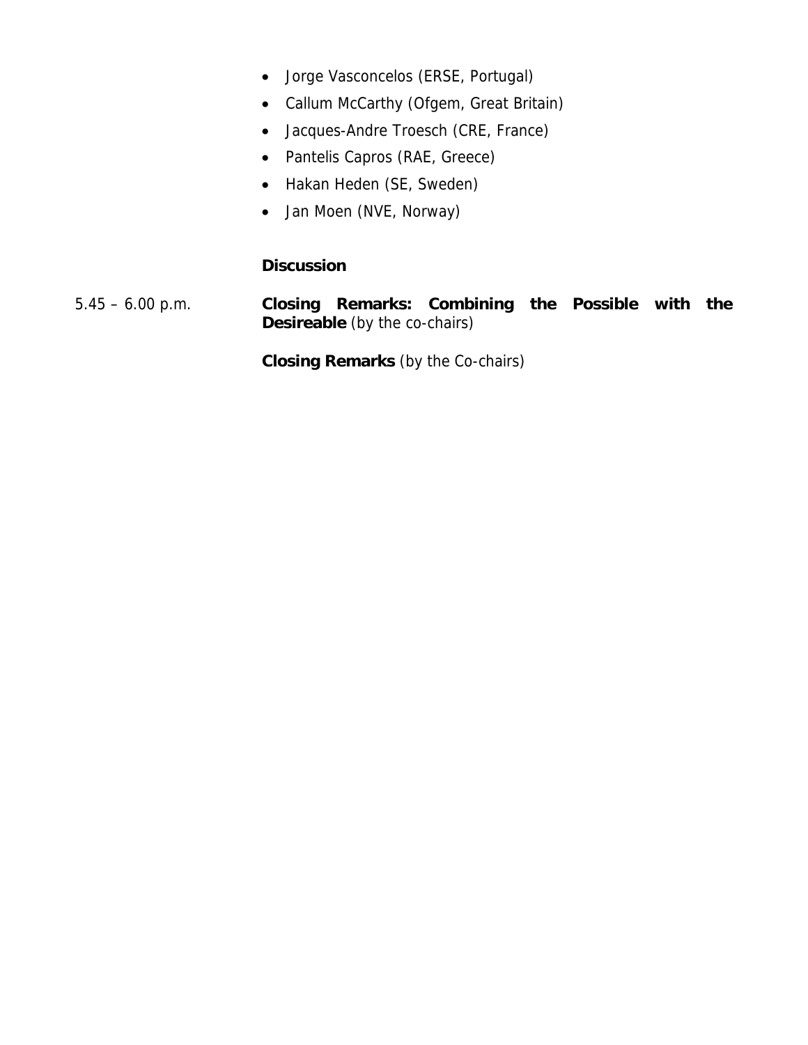- Jorge Vasconcelos (ERSE, Portugal)
- Callum McCarthy (Ofgem, Great Britain)
- Jacques-Andre Troesch (CRE, France)
- Pantelis Capros (RAE, Greece)
- Hakan Heden (SE, Sweden)
- Jan Moen (NVE, Norway)

**Discussion**

5.45 – 6.00 p.m. **Closing Remarks: Combining the Possible with the Desireable** (by the co-chairs)

**Closing Remarks** (by the Co-chairs)